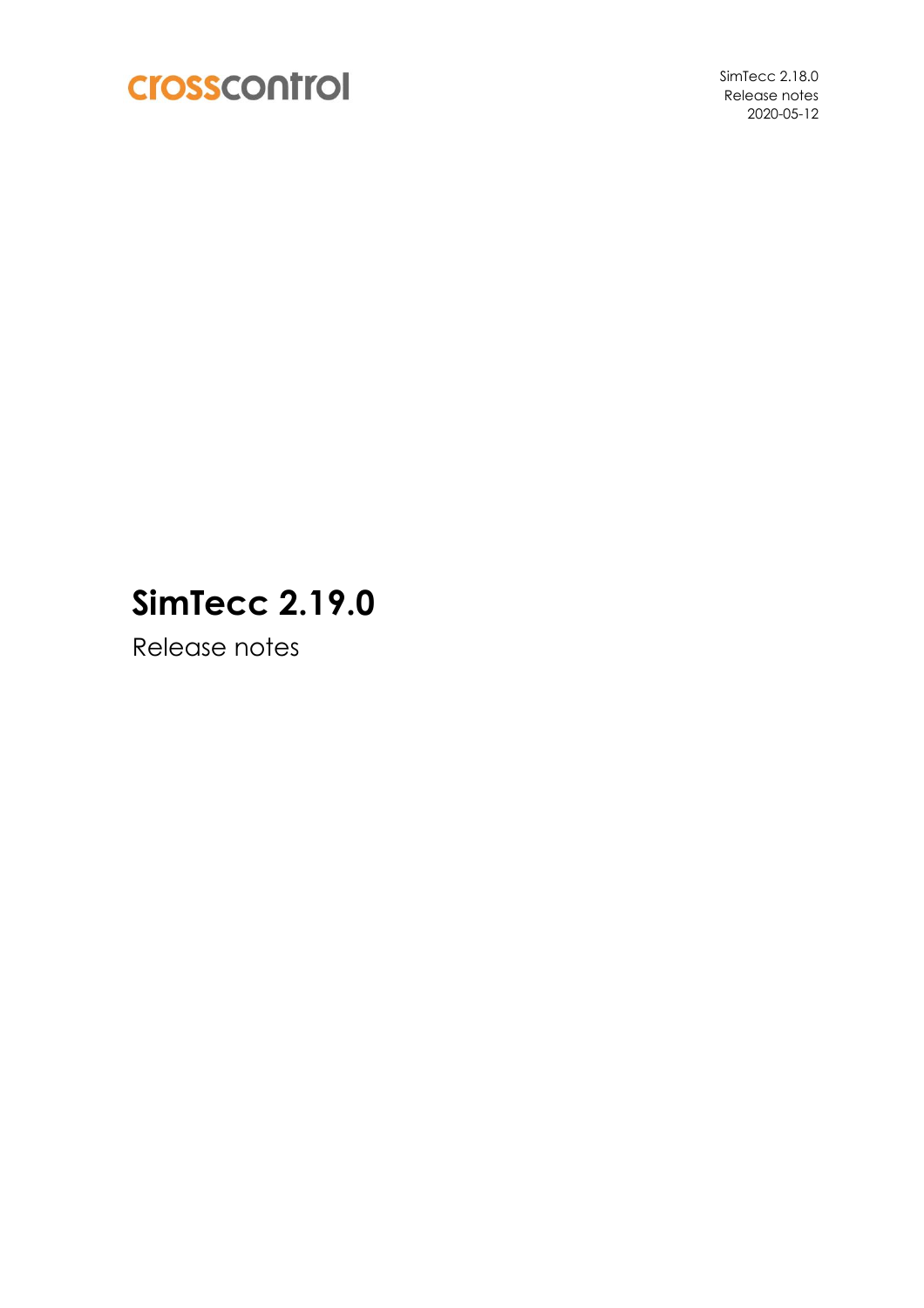crosscontrol

SimTecc 2.18.0
Release notes
2020-05-12

# SimTecc 2.19.0

Release notes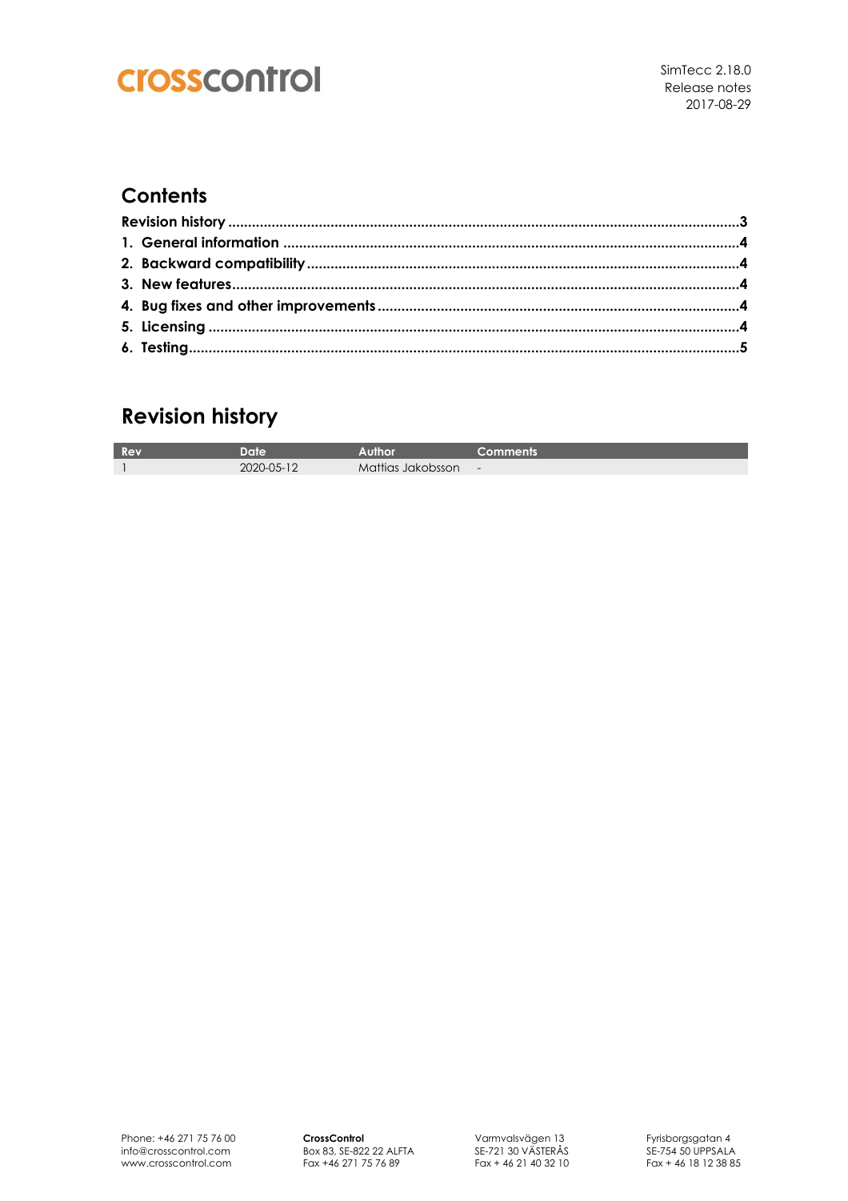crosscontrol

SimTecc 2.18.0
Release notes
2017-08-29

## Contents

Revision history ....................................................................................................................3
1. General information ........................................................................................................4
2. Backward compatibility ....................................................................................................4
3. New features ...................................................................................................................4
4. Bug fixes and other improvements ....................................................................................4
5. Licensing ........................................................................................................................4
6. Testing ............................................................................................................................5

## Revision history

| Rev | Date | Author | Comments |
|---|---|---|---|
| 1 | 2020-05-12 | Mattias Jakobsson | - |

Phone: +46 271 75 76 00
info@crosscontrol.com
www.crosscontrol.com

**CrossControl**
Box 83, SE-822 22 ALFTA
Fax +46 271 75 76 89

Varmvalsvägen 13
SE-721 30 VÄSTERÅS
Fax + 46 21 40 32 10

Fyrisborgsgatan 4
SE-754 50 UPPSALA
Fax + 46 18 12 38 85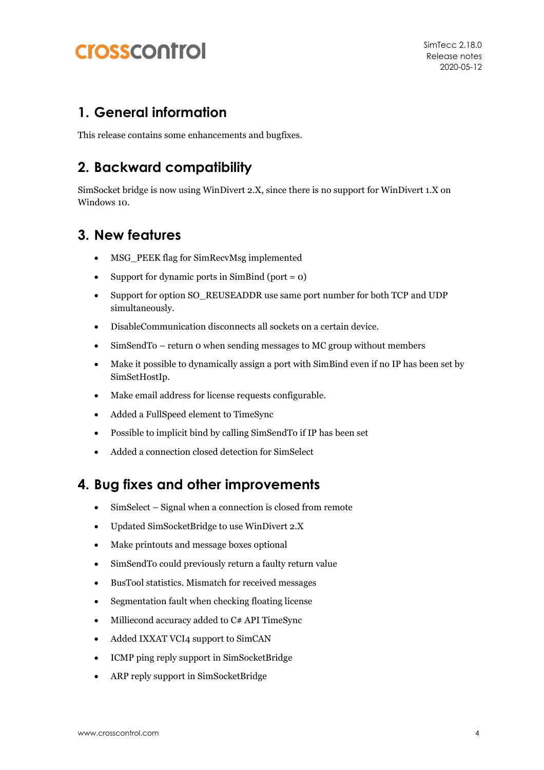# 1. General information

This release contains some enhancements and bugfixes.

# 2. Backward compatibility

SimSocket bridge is now using WinDivert 2.X, since there is no support for WinDivert 1.X on Windows 10.

# 3. New features

- MSG_PEEK flag for SimRecvMsg implemented
- Support for dynamic ports in SimBind (port = 0)
- Support for option SO_REUSEADDR use same port number for both TCP and UDP simultaneously.
- DisableCommunication disconnects all sockets on a certain device.
- SimSendTo – return 0 when sending messages to MC group without members
- Make it possible to dynamically assign a port with SimBind even if no IP has been set by SimSetHostIp.
- Make email address for license requests configurable.
- Added a FullSpeed element to TimeSync
- Possible to implicit bind by calling SimSendTo if IP has been set
- Added a connection closed detection for SimSelect

# 4. Bug fixes and other improvements

- SimSelect – Signal when a connection is closed from remote
- Updated SimSocketBridge to use WinDivert 2.X
- Make printouts and message boxes optional
- SimSendTo could previously return a faulty return value
- BusTool statistics. Mismatch for received messages
- Segmentation fault when checking floating license
- Milliecond accuracy added to C# API TimeSync
- Added IXXAT VCI4 support to SimCAN
- ICMP ping reply support in SimSocketBridge
- ARP reply support in SimSocketBridge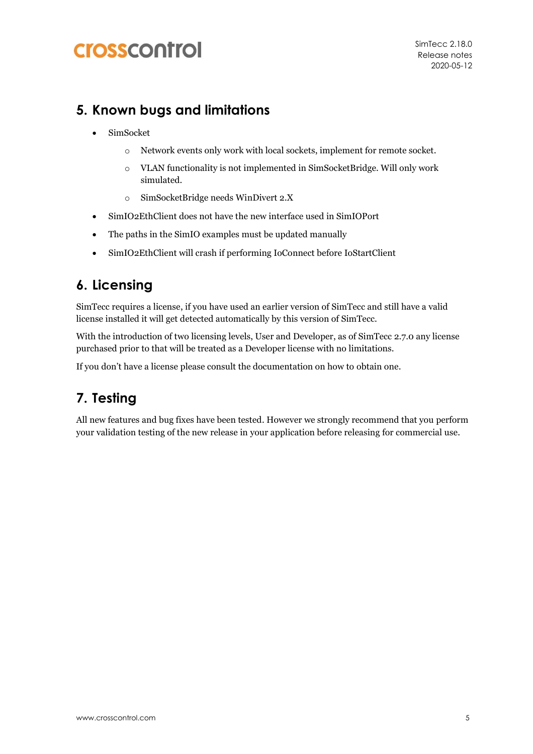## 5. Known bugs and limitations

- SimSocket
  - Network events only work with local sockets, implement for remote socket.
  - VLAN functionality is not implemented in SimSocketBridge. Will only work simulated.
  - SimSocketBridge needs WinDivert 2.X
- SimIO2EthClient does not have the new interface used in SimIOPort
- The paths in the SimIO examples must be updated manually
- SimIO2EthClient will crash if performing IoConnect before IoStartClient

## 6. Licensing

SimTecc requires a license, if you have used an earlier version of SimTecc and still have a valid license installed it will get detected automatically by this version of SimTecc.

With the introduction of two licensing levels, User and Developer, as of SimTecc 2.7.0 any license purchased prior to that will be treated as a Developer license with no limitations.

If you don't have a license please consult the documentation on how to obtain one.

## 7. Testing

All new features and bug fixes have been tested. However we strongly recommend that you perform your validation testing of the new release in your application before releasing for commercial use.